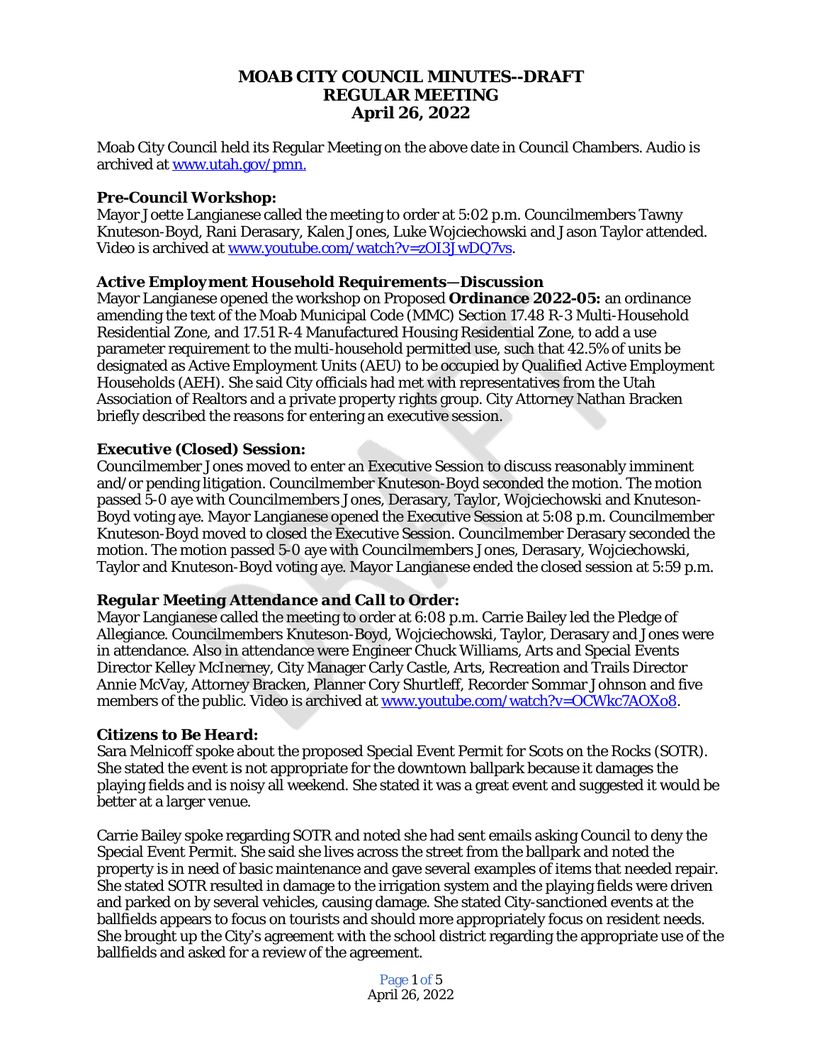# MOAB CITY COUNCIL MINUTES--DRAFT
# REGULAR MEETING
# April 26, 2022

Moab City Council held its Regular Meeting on the above date in Council Chambers. Audio is archived at [www.utah.gov/pmn.](www.utah.gov/pmn.)

### Pre-Council Workshop:

Mayor Joette Langianese called the meeting to order at 5:02 p.m. Councilmembers Tawny Knuteson-Boyd, Rani Derasary, Kalen Jones, Luke Wojciechowski and Jason Taylor attended. Video is archived at [www.youtube.com/watch?v=zOI3JwDQ7vs](www.youtube.com/watch?v=zOI3JwDQ7vs).

### Active Employment Household Requirements—Discussion

Mayor Langianese opened the workshop on Proposed **Ordinance 2022-05:** an ordinance amending the text of the Moab Municipal Code (MMC) Section 17.48 R-3 Multi-Household Residential Zone, and 17.51 R-4 Manufactured Housing Residential Zone, to add a use parameter requirement to the multi-household permitted use, such that 42.5% of units be designated as Active Employment Units (AEU) to be occupied by Qualified Active Employment Households (AEH). She said City officials had met with representatives from the Utah Association of Realtors and a private property rights group. City Attorney Nathan Bracken briefly described the reasons for entering an executive session.

### Executive (Closed) Session:

Councilmember Jones moved to enter an Executive Session to discuss reasonably imminent and/or pending litigation. Councilmember Knuteson-Boyd seconded the motion. The motion passed 5-0 aye with Councilmembers Jones, Derasary, Taylor, Wojciechowski and Knuteson-Boyd voting aye. Mayor Langianese opened the Executive Session at 5:08 p.m. Councilmember Knuteson-Boyd moved to closed the Executive Session. Councilmember Derasary seconded the motion. The motion passed 5-0 aye with Councilmembers Jones, Derasary, Wojciechowski, Taylor and Knuteson-Boyd voting aye. Mayor Langianese ended the closed session at 5:59 p.m.

### Regular Meeting Attendance and Call to Order:

Mayor Langianese called the meeting to order at 6:08 p.m. Carrie Bailey led the Pledge of Allegiance. Councilmembers Knuteson-Boyd, Wojciechowski, Taylor, Derasary and Jones were in attendance. Also in attendance were Engineer Chuck Williams, Arts and Special Events Director Kelley McInerney, City Manager Carly Castle, Arts, Recreation and Trails Director Annie McVay, Attorney Bracken, Planner Cory Shurtleff, Recorder Sommar Johnson and five members of the public. Video is archived at [www.youtube.com/watch?v=OCWkc7AOXo8](www.youtube.com/watch?v=OCWkc7AOXo8).

### Citizens to Be Heard:

Sara Melnicoff spoke about the proposed Special Event Permit for Scots on the Rocks (SOTR). She stated the event is not appropriate for the downtown ballpark because it damages the playing fields and is noisy all weekend. She stated it was a great event and suggested it would be better at a larger venue.

Carrie Bailey spoke regarding SOTR and noted she had sent emails asking Council to deny the Special Event Permit. She said she lives across the street from the ballpark and noted the property is in need of basic maintenance and gave several examples of items that needed repair. She stated SOTR resulted in damage to the irrigation system and the playing fields were driven and parked on by several vehicles, causing damage. She stated City-sanctioned events at the ballfields appears to focus on tourists and should more appropriately focus on resident needs. She brought up the City's agreement with the school district regarding the appropriate use of the ballfields and asked for a review of the agreement.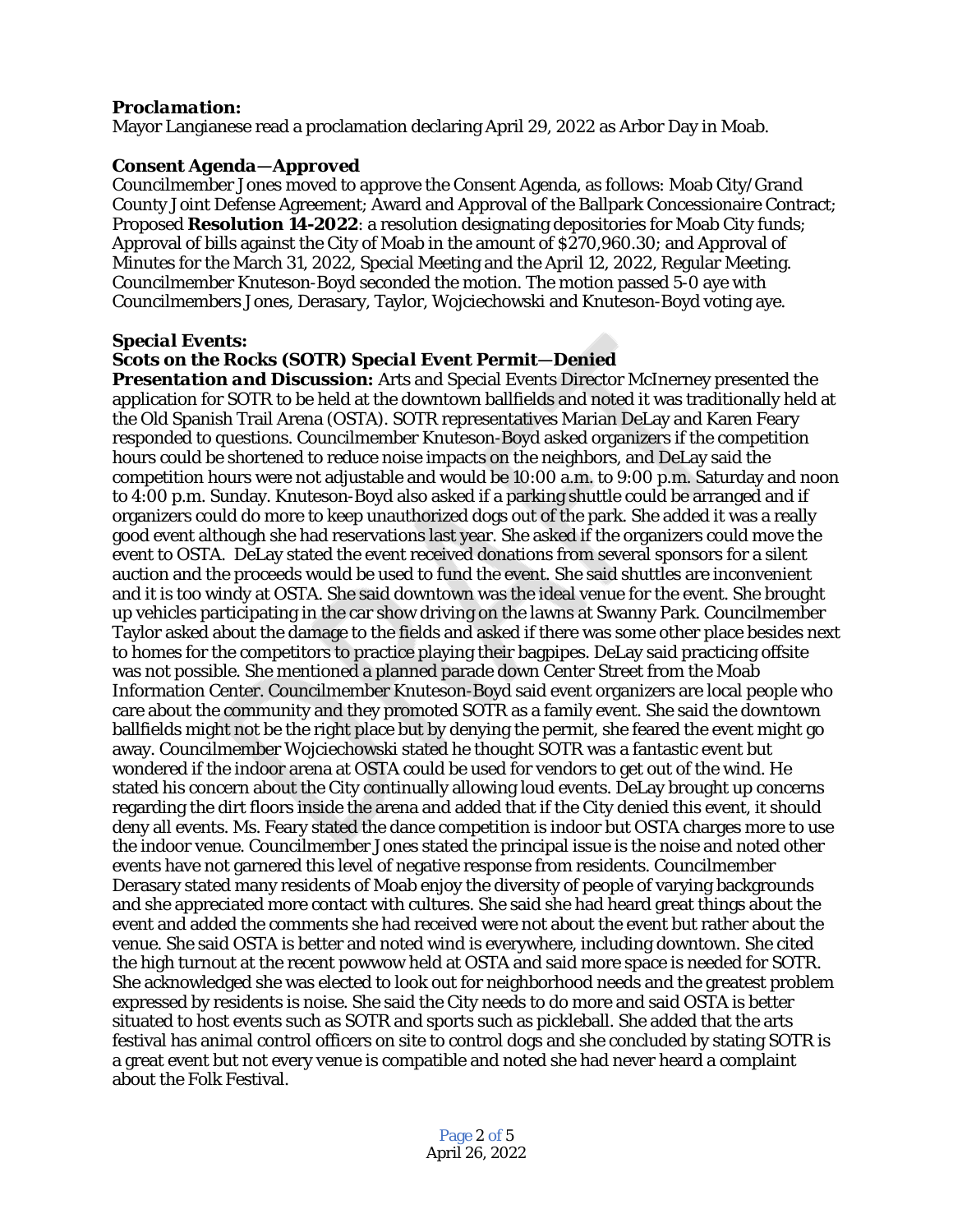***Proclamation:***
Mayor Langianese read a proclamation declaring April 29, 2022 as Arbor Day in Moab.

***Consent Agenda—Approved***
Councilmember Jones moved to approve the Consent Agenda, as follows: Moab City/Grand County Joint Defense Agreement; Award and Approval of the Ballpark Concessionaire Contract; Proposed **Resolution 14-2022**: a resolution designating depositories for Moab City funds; Approval of bills against the City of Moab in the amount of $270,960.30; and Approval of Minutes for the March 31, 2022, Special Meeting and the April 12, 2022, Regular Meeting. Councilmember Knuteson-Boyd seconded the motion. The motion passed 5-0 aye with Councilmembers Jones, Derasary, Taylor, Wojciechowski and Knuteson-Boyd voting aye.

***Special Events:***
***Scots on the Rocks (SOTR) Special Event Permit—Denied***
***Presentation and Discussion:*** Arts and Special Events Director McInerney presented the application for SOTR to be held at the downtown ballfields and noted it was traditionally held at the Old Spanish Trail Arena (OSTA). SOTR representatives Marian DeLay and Karen Feary responded to questions. Councilmember Knuteson-Boyd asked organizers if the competition hours could be shortened to reduce noise impacts on the neighbors, and DeLay said the competition hours were not adjustable and would be 10:00 a.m. to 9:00 p.m. Saturday and noon to 4:00 p.m. Sunday. Knuteson-Boyd also asked if a parking shuttle could be arranged and if organizers could do more to keep unauthorized dogs out of the park. She added it was a really good event although she had reservations last year. She asked if the organizers could move the event to OSTA. DeLay stated the event received donations from several sponsors for a silent auction and the proceeds would be used to fund the event. She said shuttles are inconvenient and it is too windy at OSTA. She said downtown was the ideal venue for the event. She brought up vehicles participating in the car show driving on the lawns at Swanny Park. Councilmember Taylor asked about the damage to the fields and asked if there was some other place besides next to homes for the competitors to practice playing their bagpipes. DeLay said practicing offsite was not possible. She mentioned a planned parade down Center Street from the Moab Information Center. Councilmember Knuteson-Boyd said event organizers are local people who care about the community and they promoted SOTR as a family event. She said the downtown ballfields might not be the right place but by denying the permit, she feared the event might go away. Councilmember Wojciechowski stated he thought SOTR was a fantastic event but wondered if the indoor arena at OSTA could be used for vendors to get out of the wind. He stated his concern about the City continually allowing loud events. DeLay brought up concerns regarding the dirt floors inside the arena and added that if the City denied this event, it should deny all events. Ms. Feary stated the dance competition is indoor but OSTA charges more to use the indoor venue. Councilmember Jones stated the principal issue is the noise and noted other events have not garnered this level of negative response from residents. Councilmember Derasary stated many residents of Moab enjoy the diversity of people of varying backgrounds and she appreciated more contact with cultures. She said she had heard great things about the event and added the comments she had received were not about the event but rather about the venue. She said OSTA is better and noted wind is everywhere, including downtown. She cited the high turnout at the recent powwow held at OSTA and said more space is needed for SOTR. She acknowledged she was elected to look out for neighborhood needs and the greatest problem expressed by residents is noise. She said the City needs to do more and said OSTA is better situated to host events such as SOTR and sports such as pickleball. She added that the arts festival has animal control officers on site to control dogs and she concluded by stating SOTR is a great event but not every venue is compatible and noted she had never heard a complaint about the Folk Festival.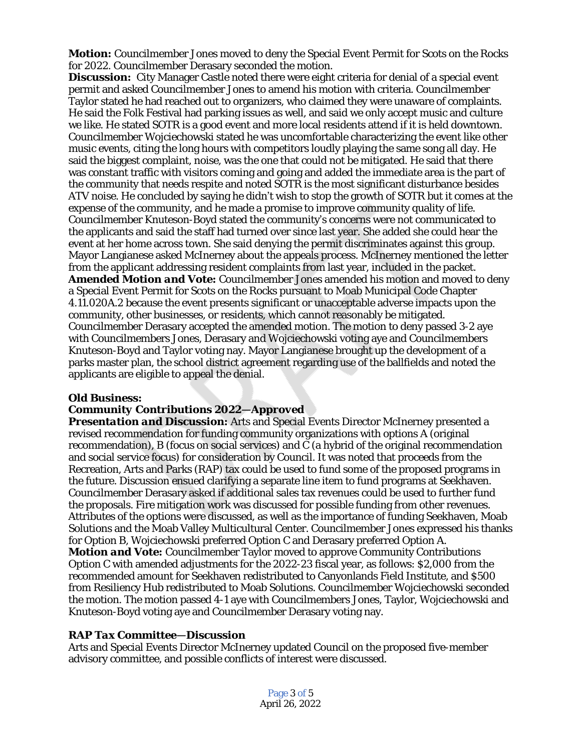**Motion:** Councilmember Jones moved to deny the Special Event Permit for Scots on the Rocks for 2022. Councilmember Derasary seconded the motion.

**Discussion:** City Manager Castle noted there were eight criteria for denial of a special event permit and asked Councilmember Jones to amend his motion with criteria. Councilmember Taylor stated he had reached out to organizers, who claimed they were unaware of complaints. He said the Folk Festival had parking issues as well, and said we only accept music and culture we like. He stated SOTR is a good event and more local residents attend if it is held downtown. Councilmember Wojciechowski stated he was uncomfortable characterizing the event like other music events, citing the long hours with competitors loudly playing the same song all day. He said the biggest complaint, noise, was the one that could not be mitigated. He said that there was constant traffic with visitors coming and going and added the immediate area is the part of the community that needs respite and noted SOTR is the most significant disturbance besides ATV noise. He concluded by saying he didn't wish to stop the growth of SOTR but it comes at the expense of the community, and he made a promise to improve community quality of life. Councilmember Knuteson-Boyd stated the community's concerns were not communicated to the applicants and said the staff had turned over since last year. She added she could hear the event at her home across town. She said denying the permit discriminates against this group. Mayor Langianese asked McInerney about the appeals process. McInerney mentioned the letter from the applicant addressing resident complaints from last year, included in the packet.

***Amended Motion and Vote:*** Councilmember Jones amended his motion and moved to deny a Special Event Permit for Scots on the Rocks pursuant to Moab Municipal Code Chapter 4.11.020A.2 because the event presents significant or unacceptable adverse impacts upon the community, other businesses, or residents, which cannot reasonably be mitigated. Councilmember Derasary accepted the amended motion. The motion to deny passed 3-2 aye with Councilmembers Jones, Derasary and Wojciechowski voting aye and Councilmembers Knuteson-Boyd and Taylor voting nay. Mayor Langianese brought up the development of a parks master plan, the school district agreement regarding use of the ballfields and noted the applicants are eligible to appeal the denial.

**Old Business:**

***Community Contributions 2022—Approved***

***Presentation and Discussion:*** Arts and Special Events Director McInerney presented a revised recommendation for funding community organizations with options A (original recommendation), B (focus on social services) and C (a hybrid of the original recommendation and social service focus) for consideration by Council. It was noted that proceeds from the Recreation, Arts and Parks (RAP) tax could be used to fund some of the proposed programs in the future. Discussion ensued clarifying a separate line item to fund programs at Seekhaven. Councilmember Derasary asked if additional sales tax revenues could be used to further fund the proposals. Fire mitigation work was discussed for possible funding from other revenues. Attributes of the options were discussed, as well as the importance of funding Seekhaven, Moab Solutions and the Moab Valley Multicultural Center. Councilmember Jones expressed his thanks for Option B, Wojciechowski preferred Option C and Derasary preferred Option A.

***Motion and Vote:*** Councilmember Taylor moved to approve Community Contributions Option C with amended adjustments for the 2022-23 fiscal year, as follows: $2,000 from the recommended amount for Seekhaven redistributed to Canyonlands Field Institute, and $500 from Resiliency Hub redistributed to Moab Solutions. Councilmember Wojciechowski seconded the motion. The motion passed 4-1 aye with Councilmembers Jones, Taylor, Wojciechowski and Knuteson-Boyd voting aye and Councilmember Derasary voting nay.

***RAP Tax Committee—Discussion***

Arts and Special Events Director McInerney updated Council on the proposed five-member advisory committee, and possible conflicts of interest were discussed.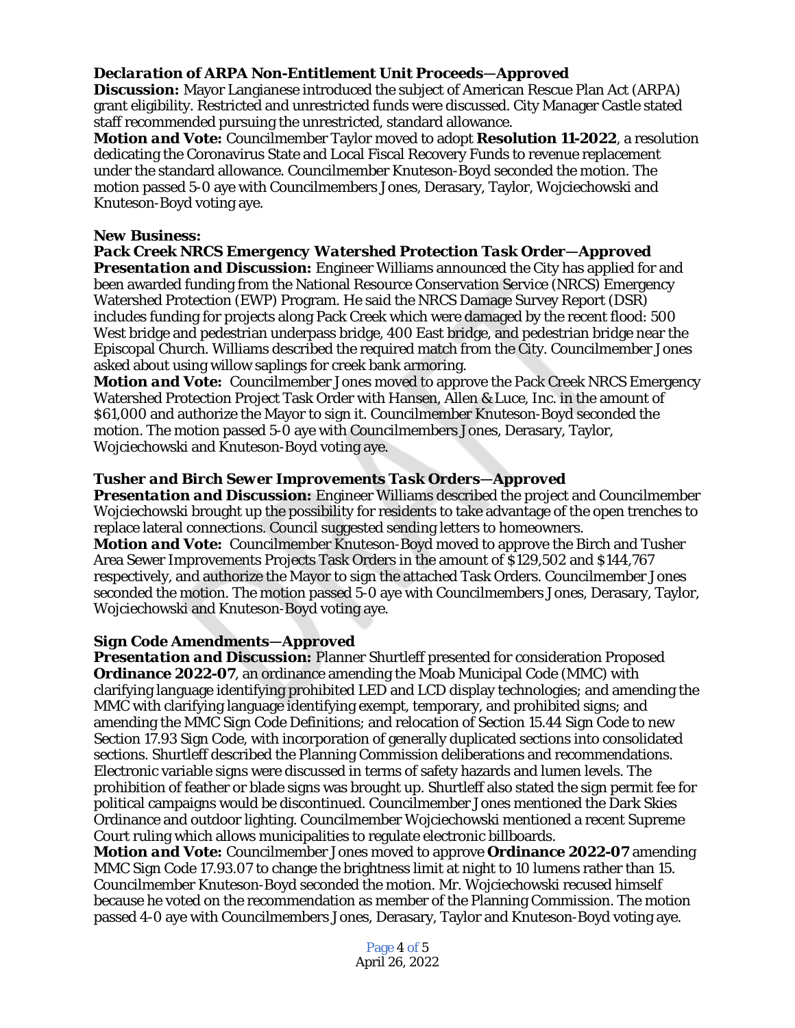### *Declaration of ARPA Non-Entitlement Unit Proceeds—Approved*

***Discussion:*** Mayor Langianese introduced the subject of American Rescue Plan Act (ARPA) grant eligibility. Restricted and unrestricted funds were discussed. City Manager Castle stated staff recommended pursuing the unrestricted, standard allowance.

***Motion and Vote:*** Councilmember Taylor moved to adopt **Resolution 11-2022**, a resolution dedicating the Coronavirus State and Local Fiscal Recovery Funds to revenue replacement under the standard allowance. Councilmember Knuteson-Boyd seconded the motion. The motion passed 5-0 aye with Councilmembers Jones, Derasary, Taylor, Wojciechowski and Knuteson-Boyd voting aye.

### New Business:

### *Pack Creek NRCS Emergency Watershed Protection Task Order—Approved*

***Presentation and Discussion:*** Engineer Williams announced the City has applied for and been awarded funding from the National Resource Conservation Service (NRCS) Emergency Watershed Protection (EWP) Program. He said the NRCS Damage Survey Report (DSR) includes funding for projects along Pack Creek which were damaged by the recent flood: 500 West bridge and pedestrian underpass bridge, 400 East bridge, and pedestrian bridge near the Episcopal Church. Williams described the required match from the City. Councilmember Jones asked about using willow saplings for creek bank armoring.

***Motion and Vote:*** Councilmember Jones moved to approve the Pack Creek NRCS Emergency Watershed Protection Project Task Order with Hansen, Allen & Luce, Inc. in the amount of $61,000 and authorize the Mayor to sign it. Councilmember Knuteson-Boyd seconded the motion. The motion passed 5-0 aye with Councilmembers Jones, Derasary, Taylor, Wojciechowski and Knuteson-Boyd voting aye.

### *Tusher and Birch Sewer Improvements Task Orders—Approved*

***Presentation and Discussion:*** Engineer Williams described the project and Councilmember Wojciechowski brought up the possibility for residents to take advantage of the open trenches to replace lateral connections. Council suggested sending letters to homeowners.

***Motion and Vote:*** Councilmember Knuteson-Boyd moved to approve the Birch and Tusher Area Sewer Improvements Projects Task Orders in the amount of $129,502 and $144,767 respectively, and authorize the Mayor to sign the attached Task Orders. Councilmember Jones seconded the motion. The motion passed 5-0 aye with Councilmembers Jones, Derasary, Taylor, Wojciechowski and Knuteson-Boyd voting aye.

### Sign Code Amendments—Approved

***Presentation and Discussion:*** Planner Shurtleff presented for consideration Proposed **Ordinance 2022-07**, an ordinance amending the Moab Municipal Code (MMC) with clarifying language identifying prohibited LED and LCD display technologies; and amending the MMC with clarifying language identifying exempt, temporary, and prohibited signs; and amending the MMC Sign Code Definitions; and relocation of Section 15.44 Sign Code to new Section 17.93 Sign Code, with incorporation of generally duplicated sections into consolidated sections. Shurtleff described the Planning Commission deliberations and recommendations. Electronic variable signs were discussed in terms of safety hazards and lumen levels. The prohibition of feather or blade signs was brought up. Shurtleff also stated the sign permit fee for political campaigns would be discontinued. Councilmember Jones mentioned the Dark Skies Ordinance and outdoor lighting. Councilmember Wojciechowski mentioned a recent Supreme Court ruling which allows municipalities to regulate electronic billboards.

***Motion and Vote:*** Councilmember Jones moved to approve **Ordinance 2022-07** amending MMC Sign Code 17.93.07 to change the brightness limit at night to 10 lumens rather than 15. Councilmember Knuteson-Boyd seconded the motion. Mr. Wojciechowski recused himself because he voted on the recommendation as member of the Planning Commission. The motion passed 4-0 aye with Councilmembers Jones, Derasary, Taylor and Knuteson-Boyd voting aye.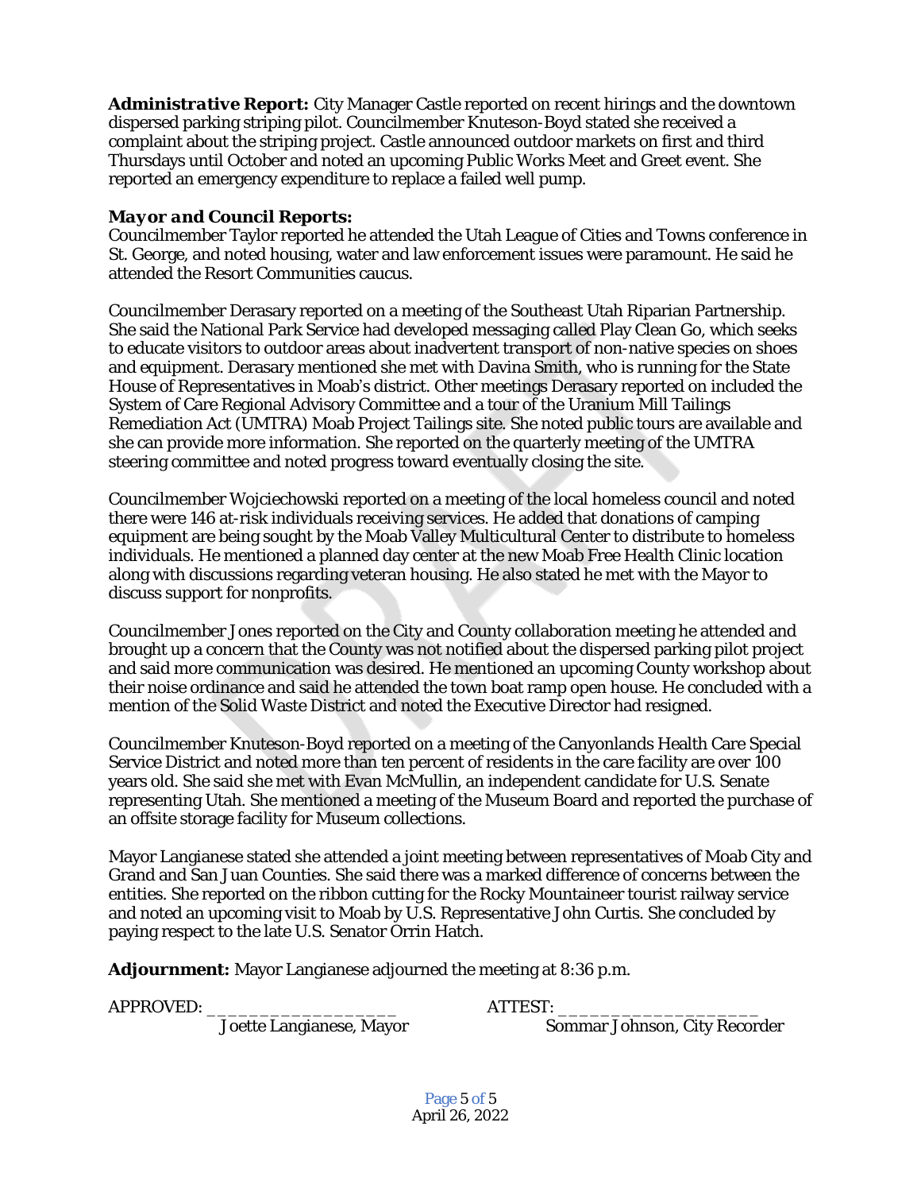***Administrative Report:*** City Manager Castle reported on recent hirings and the downtown dispersed parking striping pilot. Councilmember Knuteson-Boyd stated she received a complaint about the striping project. Castle announced outdoor markets on first and third Thursdays until October and noted an upcoming Public Works Meet and Greet event. She reported an emergency expenditure to replace a failed well pump.

***Mayor and Council Reports:***
Councilmember Taylor reported he attended the Utah League of Cities and Towns conference in St. George, and noted housing, water and law enforcement issues were paramount. He said he attended the Resort Communities caucus.

Councilmember Derasary reported on a meeting of the Southeast Utah Riparian Partnership. She said the National Park Service had developed messaging called Play Clean Go, which seeks to educate visitors to outdoor areas about inadvertent transport of non-native species on shoes and equipment. Derasary mentioned she met with Davina Smith, who is running for the State House of Representatives in Moab's district. Other meetings Derasary reported on included the System of Care Regional Advisory Committee and a tour of the Uranium Mill Tailings Remediation Act (UMTRA) Moab Project Tailings site. She noted public tours are available and she can provide more information. She reported on the quarterly meeting of the UMTRA steering committee and noted progress toward eventually closing the site.

Councilmember Wojciechowski reported on a meeting of the local homeless council and noted there were 146 at-risk individuals receiving services. He added that donations of camping equipment are being sought by the Moab Valley Multicultural Center to distribute to homeless individuals. He mentioned a planned day center at the new Moab Free Health Clinic location along with discussions regarding veteran housing. He also stated he met with the Mayor to discuss support for nonprofits.

Councilmember Jones reported on the City and County collaboration meeting he attended and brought up a concern that the County was not notified about the dispersed parking pilot project and said more communication was desired. He mentioned an upcoming County workshop about their noise ordinance and said he attended the town boat ramp open house. He concluded with a mention of the Solid Waste District and noted the Executive Director had resigned.

Councilmember Knuteson-Boyd reported on a meeting of the Canyonlands Health Care Special Service District and noted more than ten percent of residents in the care facility are over 100 years old. She said she met with Evan McMullin, an independent candidate for U.S. Senate representing Utah. She mentioned a meeting of the Museum Board and reported the purchase of an offsite storage facility for Museum collections.

Mayor Langianese stated she attended a joint meeting between representatives of Moab City and Grand and San Juan Counties. She said there was a marked difference of concerns between the entities. She reported on the ribbon cutting for the Rocky Mountaineer tourist railway service and noted an upcoming visit to Moab by U.S. Representative John Curtis. She concluded by paying respect to the late U.S. Senator Orrin Hatch.

**Adjournment:** Mayor Langianese adjourned the meeting at 8:36 p.m.

APPROVED: ___________________
Joette Langianese, Mayor

ATTEST: ___________________
Sommar Johnson, City Recorder

April 26, 2022